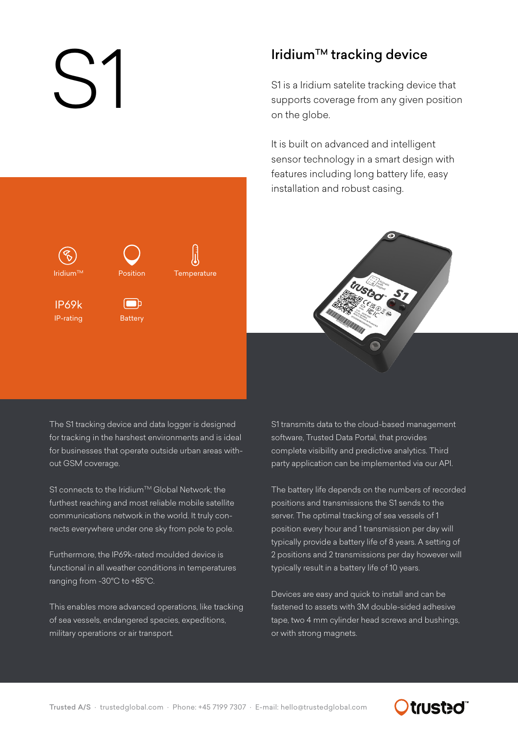# S1

## Iridium™ tracking device

S1 is a Iridium satelite tracking device that supports coverage from any given position on the globe.

It is built on advanced and intelligent sensor technology in a smart design with features including long battery life, easy installation and robust casing.

Iridium™

Position

Temperature

IP69k
IP-rating

Battery

The S1 tracking device and data logger is designed for tracking in the harshest environments and is ideal for businesses that operate outside urban areas without GSM coverage.

S1 connects to the Iridium™ Global Network; the furthest reaching and most reliable mobile satellite communications network in the world. It truly connects everywhere under one sky from pole to pole.

Furthermore, the IP69k-rated moulded device is functional in all weather conditions in temperatures ranging from -30°C to +85°C.

This enables more advanced operations, like tracking of sea vessels, endangered species, expeditions, military operations or air transport.

S1 transmits data to the cloud-based management software, Trusted Data Portal, that provides complete visibility and predictive analytics. Third party application can be implemented via our API.

The battery life depends on the numbers of recorded positions and transmissions the S1 sends to the server. The optimal tracking of sea vessels of 1 position every hour and 1 transmission per day will typically provide a battery life of 8 years. A setting of 2 positions and 2 transmissions per day however will typically result in a battery life of 10 years.

Devices are easy and quick to install and can be fastened to assets with 3M double-sided adhesive tape, two 4 mm cylinder head screws and bushings, or with strong magnets.

Trusted A/S · trustedglobal.com · Phone: +45 7199 7307 · E-mail: hello@trustedglobal.com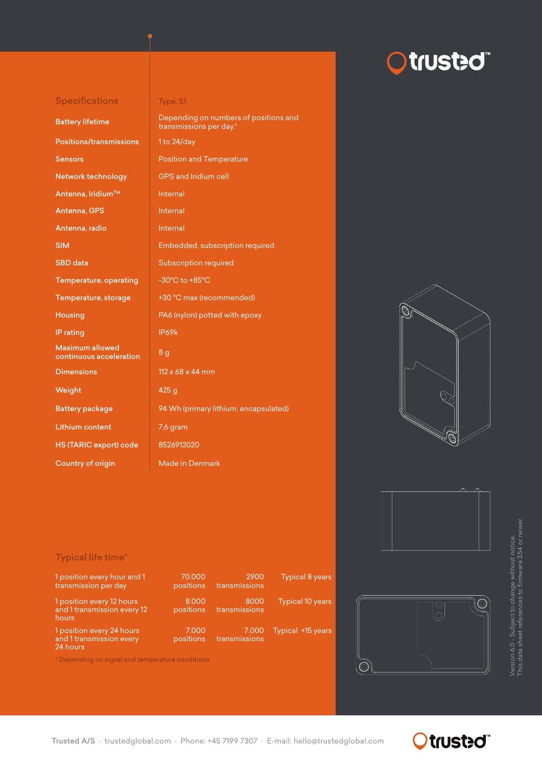## Specifications

| Specifications | Type: S1 |
|---|---|
| Battery lifetime | Depending on numbers of positions and transmissions per day.* |
| Positions/transmissions | 1 to 24/day |
| Sensors | Position and Temperature |
| Network technology | GPS and Iridium cell |
| Antenna, Iridium™ | Internal |
| Antenna, GPS | Internal |
| Antenna, radio | Internal |
| SIM | Embedded, subscription required |
| SBD data | Subscription required |
| Temperature, operating | -30°C to +85°C |
| Temperature, storage | +30 °C max (recommended) |
| Housing | PA6 (nylon) potted with epoxy |
| IP rating | IP69k |
| Maximum allowed continuous acceleration | 8 g |
| Dimensions | 112 x 68 x 44 mm |
| Weight | 425 g |
| Battery package | 94 Wh (primary lithium, encapsulated) |
| Lithium content | 7,6 gram |
| HS (TARIC export) code | 8526912020 |
| Country of origin | Made in Denmark |

## Typical life time*

| | | | |
|---|---|---|---|
| 1 position every hour and 1 transmission per day | 70.000 positions | 2900 transmissions | Typical 8 years |
| 1 position every 12 hours and 1 transmission every 12 hours | 8.000 positions | 8000 transmissions | Typical 10 years |
| 1 position every 24 hours and 1 transmission every 24 hours | 7.000 positions | 7.000 transmissions | Typical +15 years |

* Depending on signal and temperature conditions

Version 6.0 - Subject to change without notice.
This data sheet references to firmware 354 or newer.

Trusted A/S · trustedglobal.com · Phone: +45 7199 7307 · E-mail: hello@trustedglobal.com